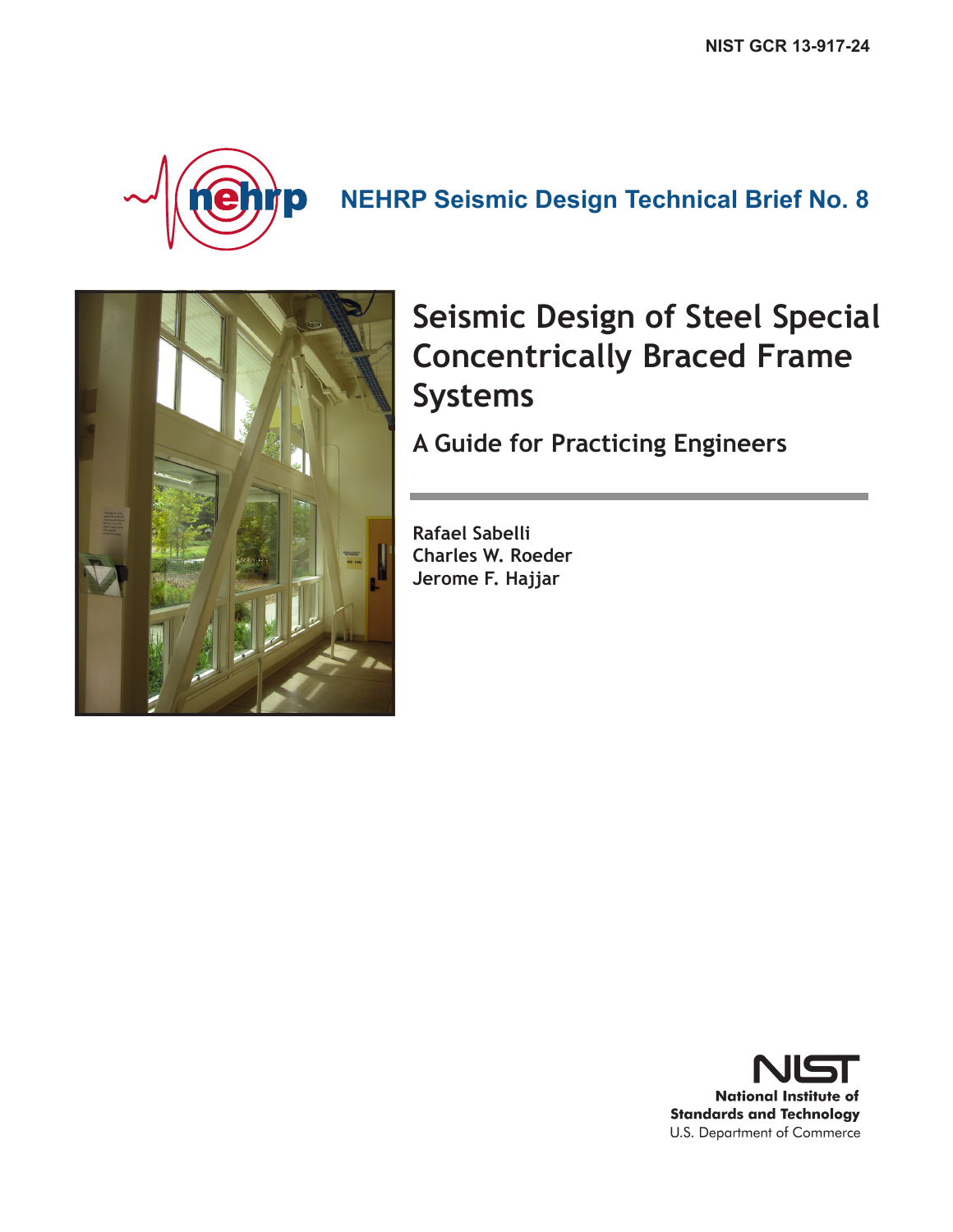NIST GCR 13-917-24

NEHRP Seismic Design Technical Brief No. 8

# Seismic Design of Steel Special Concentrically Braced Frame Systems

## A Guide for Practicing Engineers

Rafael Sabelli
Charles W. Roeder
Jerome F. Hajjar

NIST
National Institute of Standards and Technology
U.S. Department of Commerce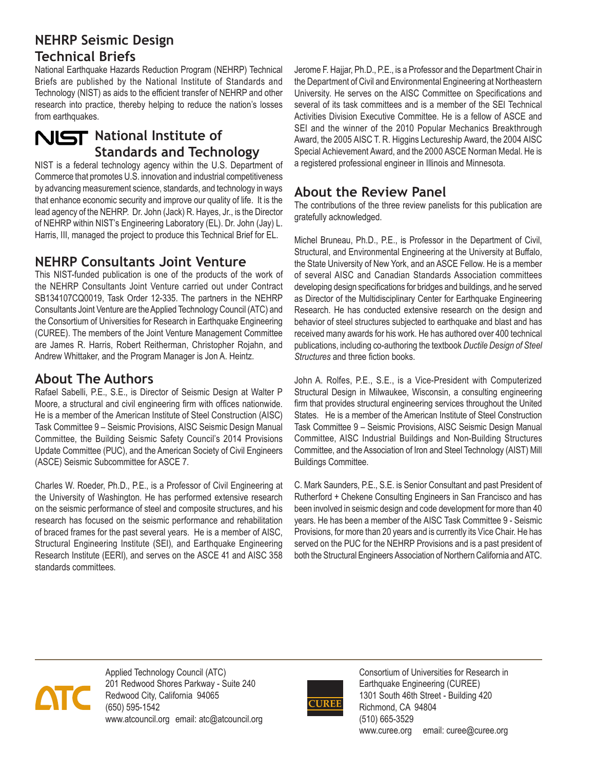## NEHRP Seismic Design Technical Briefs

National Earthquake Hazards Reduction Program (NEHRP) Technical Briefs are published by the National Institute of Standards and Technology (NIST) as aids to the efficient transfer of NEHRP and other research into practice, thereby helping to reduce the nation's losses from earthquakes.

## NIST National Institute of Standards and Technology

NIST is a federal technology agency within the U.S. Department of Commerce that promotes U.S. innovation and industrial competitiveness by advancing measurement science, standards, and technology in ways that enhance economic security and improve our quality of life. It is the lead agency of the NEHRP. Dr. John (Jack) R. Hayes, Jr., is the Director of NEHRP within NIST's Engineering Laboratory (EL). Dr. John (Jay) L. Harris, III, managed the project to produce this Technical Brief for EL.

## NEHRP Consultants Joint Venture

This NIST-funded publication is one of the products of the work of the NEHRP Consultants Joint Venture carried out under Contract SB134107CQ0019, Task Order 12-335. The partners in the NEHRP Consultants Joint Venture are the Applied Technology Council (ATC) and the Consortium of Universities for Research in Earthquake Engineering (CUREE). The members of the Joint Venture Management Committee are James R. Harris, Robert Reitherman, Christopher Rojahn, and Andrew Whittaker, and the Program Manager is Jon A. Heintz.

## About The Authors

Rafael Sabelli, P.E., S.E., is Director of Seismic Design at Walter P Moore, a structural and civil engineering firm with offices nationwide. He is a member of the American Institute of Steel Construction (AISC) Task Committee 9 – Seismic Provisions, AISC Seismic Design Manual Committee, the Building Seismic Safety Council's 2014 Provisions Update Committee (PUC), and the American Society of Civil Engineers (ASCE) Seismic Subcommittee for ASCE 7.

Charles W. Roeder, Ph.D., P.E., is a Professor of Civil Engineering at the University of Washington. He has performed extensive research on the seismic performance of steel and composite structures, and his research has focused on the seismic performance and rehabilitation of braced frames for the past several years. He is a member of AISC, Structural Engineering Institute (SEI), and Earthquake Engineering Research Institute (EERI), and serves on the ASCE 41 and AISC 358 standards committees.

Jerome F. Hajjar, Ph.D., P.E., is a Professor and the Department Chair in the Department of Civil and Environmental Engineering at Northeastern University. He serves on the AISC Committee on Specifications and several of its task committees and is a member of the SEI Technical Activities Division Executive Committee. He is a fellow of ASCE and SEI and the winner of the 2010 Popular Mechanics Breakthrough Award, the 2005 AISC T. R. Higgins Lectureship Award, the 2004 AISC Special Achievement Award, and the 2000 ASCE Norman Medal. He is a registered professional engineer in Illinois and Minnesota.

## About the Review Panel

The contributions of the three review panelists for this publication are gratefully acknowledged.

Michel Bruneau, Ph.D., P.E., is Professor in the Department of Civil, Structural, and Environmental Engineering at the University at Buffalo, the State University of New York, and an ASCE Fellow. He is a member of several AISC and Canadian Standards Association committees developing design specifications for bridges and buildings, and he served as Director of the Multidisciplinary Center for Earthquake Engineering Research. He has conducted extensive research on the design and behavior of steel structures subjected to earthquake and blast and has received many awards for his work. He has authored over 400 technical publications, including co-authoring the textbook *Ductile Design of Steel Structures* and three fiction books.

John A. Rolfes, P.E., S.E., is a Vice-President with Computerized Structural Design in Milwaukee, Wisconsin, a consulting engineering firm that provides structural engineering services throughout the United States. He is a member of the American Institute of Steel Construction Task Committee 9 – Seismic Provisions, AISC Seismic Design Manual Committee, AISC Industrial Buildings and Non-Building Structures Committee, and the Association of Iron and Steel Technology (AIST) Mill Buildings Committee.

C. Mark Saunders, P.E., S.E. is Senior Consultant and past President of Rutherford + Chekene Consulting Engineers in San Francisco and has been involved in seismic design and code development for more than 40 years. He has been a member of the AISC Task Committee 9 - Seismic Provisions, for more than 20 years and is currently its Vice Chair. He has served on the PUC for the NEHRP Provisions and is a past president of both the Structural Engineers Association of Northern California and ATC.

---

ATC

Applied Technology Council (ATC)
201 Redwood Shores Parkway - Suite 240
Redwood City, California 94065
(650) 595-1542
www.atcouncil.org email: atc@atcouncil.org

CUREE

Consortium of Universities for Research in Earthquake Engineering (CUREE)
1301 South 46th Street - Building 420
Richmond, CA 94804
(510) 665-3529
www.curee.org email: curee@curee.org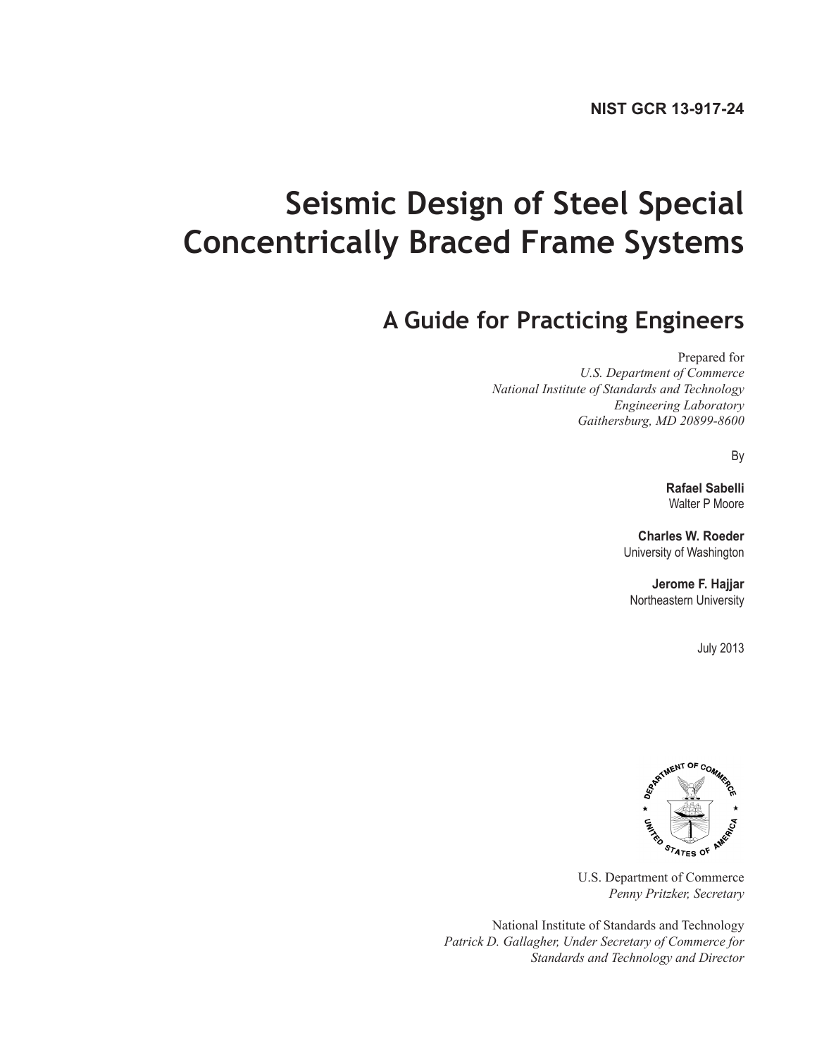**NIST GCR 13-917-24**

# Seismic Design of Steel Special Concentrically Braced Frame Systems

## A Guide for Practicing Engineers

Prepared for
*U.S. Department of Commerce*
*National Institute of Standards and Technology*
*Engineering Laboratory*
*Gaithersburg, MD 20899-8600*

By

**Rafael Sabelli**
Walter P Moore

**Charles W. Roeder**
University of Washington

**Jerome F. Hajjar**
Northeastern University

July 2013

U.S. Department of Commerce
*Penny Pritzker, Secretary*

National Institute of Standards and Technology
*Patrick D. Gallagher, Under Secretary of Commerce for Standards and Technology and Director*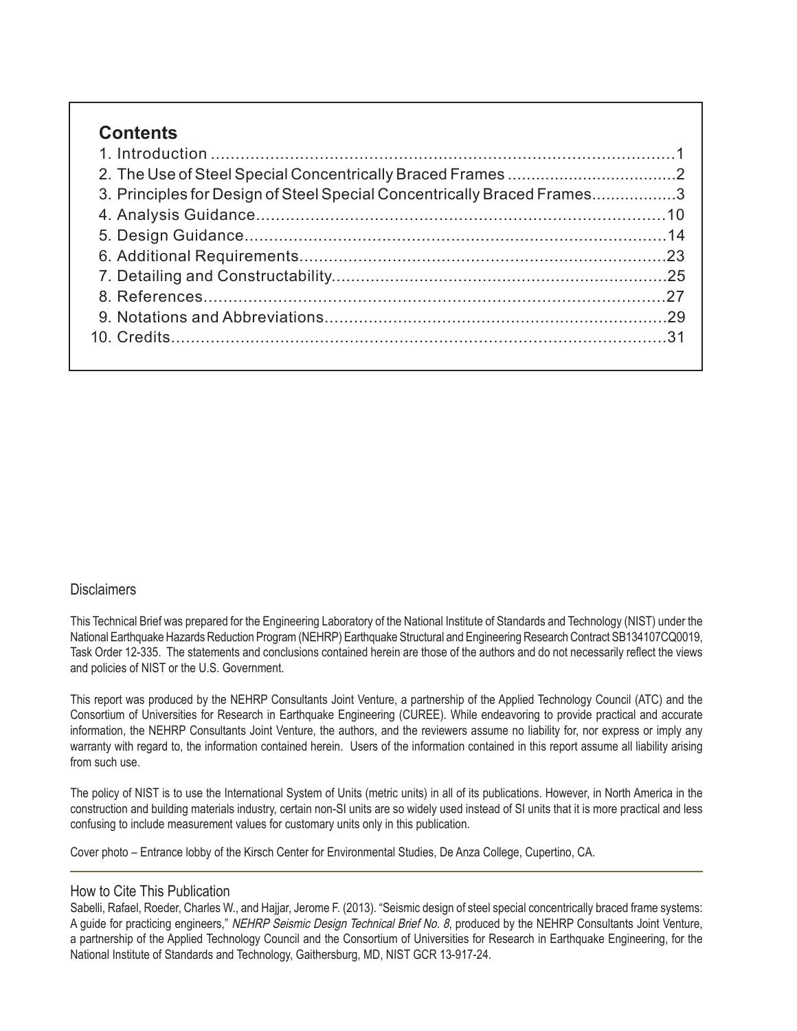## Contents

1. Introduction ........................................................................................1
2. The Use of Steel Special Concentrically Braced Frames ....................................2
3. Principles for Design of Steel Special Concentrically Braced Frames..................3
4. Analysis Guidance.................................................................................10
5. Design Guidance...................................................................................14
6. Additional Requirements.........................................................................23
7. Detailing and Constructability..................................................................25
8. References..........................................................................................27
9. Notations and Abbreviations....................................................................29
10. Credits...............................................................................................31

### Disclaimers

This Technical Brief was prepared for the Engineering Laboratory of the National Institute of Standards and Technology (NIST) under the National Earthquake Hazards Reduction Program (NEHRP) Earthquake Structural and Engineering Research Contract SB134107CQ0019, Task Order 12-335. The statements and conclusions contained herein are those of the authors and do not necessarily reflect the views and policies of NIST or the U.S. Government.

This report was produced by the NEHRP Consultants Joint Venture, a partnership of the Applied Technology Council (ATC) and the Consortium of Universities for Research in Earthquake Engineering (CUREE). While endeavoring to provide practical and accurate information, the NEHRP Consultants Joint Venture, the authors, and the reviewers assume no liability for, nor express or imply any warranty with regard to, the information contained herein. Users of the information contained in this report assume all liability arising from such use.

The policy of NIST is to use the International System of Units (metric units) in all of its publications. However, in North America in the construction and building materials industry, certain non-SI units are so widely used instead of SI units that it is more practical and less confusing to include measurement values for customary units only in this publication.

Cover photo – Entrance lobby of the Kirsch Center for Environmental Studies, De Anza College, Cupertino, CA.

### How to Cite This Publication

Sabelli, Rafael, Roeder, Charles W., and Hajjar, Jerome F. (2013). "Seismic design of steel special concentrically braced frame systems: A guide for practicing engineers," *NEHRP Seismic Design Technical Brief No. 8*, produced by the NEHRP Consultants Joint Venture, a partnership of the Applied Technology Council and the Consortium of Universities for Research in Earthquake Engineering, for the National Institute of Standards and Technology, Gaithersburg, MD, NIST GCR 13-917-24.